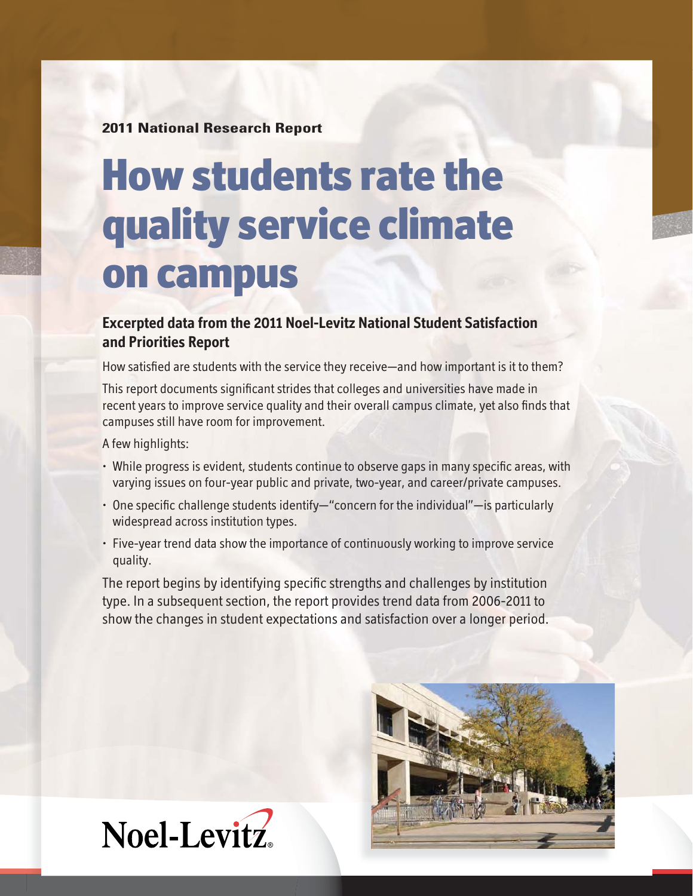**2011 National Research Report**

# How students rate the quality service climate on campus

## Excerpted data from the 2011 Noel-Levitz National Student Satisfaction and Priorities Report

How satisfied are students with the service they receive—and how important is it to them?

This report documents significant strides that colleges and universities have made in recent years to improve service quality and their overall campus climate, yet also finds that campuses still have room for improvement.

A few highlights:

- While progress is evident, students continue to observe gaps in many specific areas, with varying issues on four-year public and private, two-year, and career/private campuses.
- One specific challenge students identify—"concern for the individual"—is particularly widespread across institution types.
- Five-year trend data show the importance of continuously working to improve service quality.

The report begins by identifying specific strengths and challenges by institution type. In a subsequent section, the report provides trend data from 2006-2011 to show the changes in student expectations and satisfaction over a longer period.

Noel-Levitz®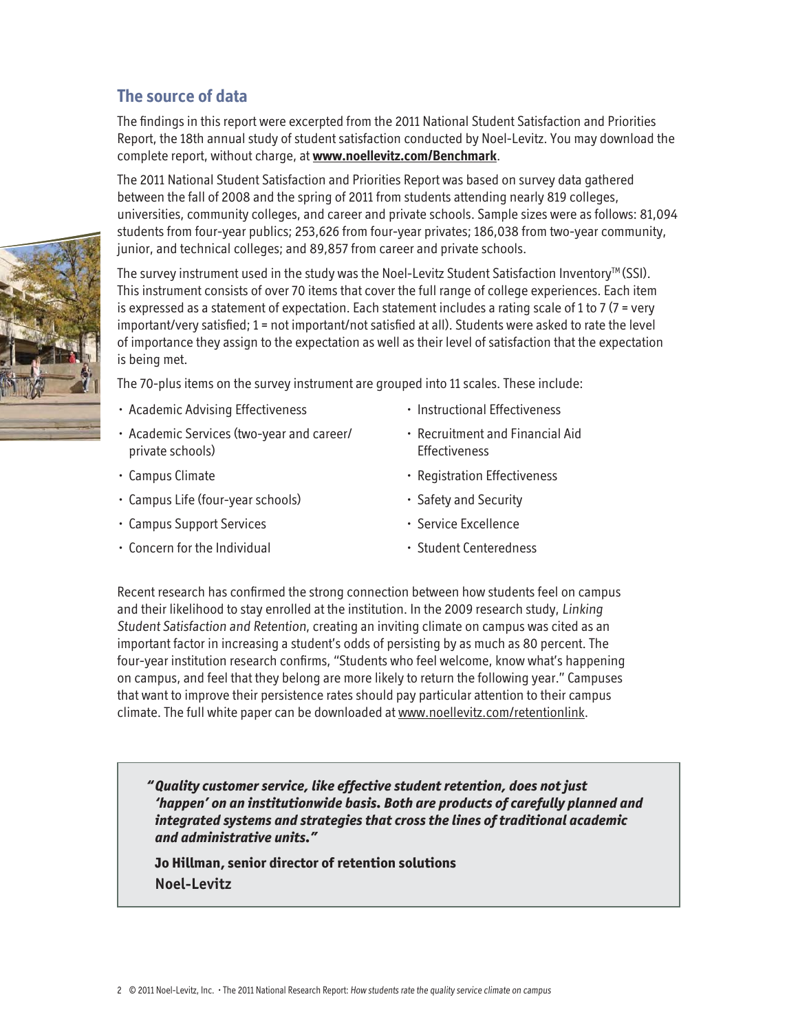## The source of data

The findings in this report were excerpted from the 2011 National Student Satisfaction and Priorities Report, the 18th annual study of student satisfaction conducted by Noel-Levitz. You may download the complete report, without charge, at **www.noellevitz.com/Benchmark**.

The 2011 National Student Satisfaction and Priorities Report was based on survey data gathered between the fall of 2008 and the spring of 2011 from students attending nearly 819 colleges, universities, community colleges, and career and private schools. Sample sizes were as follows: 81,094 students from four-year publics; 253,626 from four-year privates; 186,038 from two-year community, junior, and technical colleges; and 89,857 from career and private schools.

The survey instrument used in the study was the Noel-Levitz Student Satisfaction Inventory™ (SSI). This instrument consists of over 70 items that cover the full range of college experiences. Each item is expressed as a statement of expectation. Each statement includes a rating scale of 1 to 7 (7 = very important/very satisfied; 1 = not important/not satisfied at all). Students were asked to rate the level of importance they assign to the expectation as well as their level of satisfaction that the expectation is being met.

The 70-plus items on the survey instrument are grouped into 11 scales. These include:

- Academic Advising Effectiveness
- Academic Services (two-year and career/private schools)
- Campus Climate
- Campus Life (four-year schools)
- Campus Support Services
- Concern for the Individual
- Instructional Effectiveness
- Recruitment and Financial Aid Effectiveness
- Registration Effectiveness
- Safety and Security
- Service Excellence
- Student Centeredness

Recent research has confirmed the strong connection between how students feel on campus and their likelihood to stay enrolled at the institution. In the 2009 research study, *Linking Student Satisfaction and Retention*, creating an inviting climate on campus was cited as an important factor in increasing a student's odds of persisting by as much as 80 percent. The four-year institution research confirms, "Students who feel welcome, know what's happening on campus, and feel that they belong are more likely to return the following year." Campuses that want to improve their persistence rates should pay particular attention to their campus climate. The full white paper can be downloaded at www.noellevitz.com/retentionlink.

> ***"Quality customer service, like effective student retention, does not just 'happen' on an institutionwide basis. Both are products of carefully planned and integrated systems and strategies that cross the lines of traditional academic and administrative units."***
>
> **Jo Hillman, senior director of retention solutions**
> **Noel-Levitz**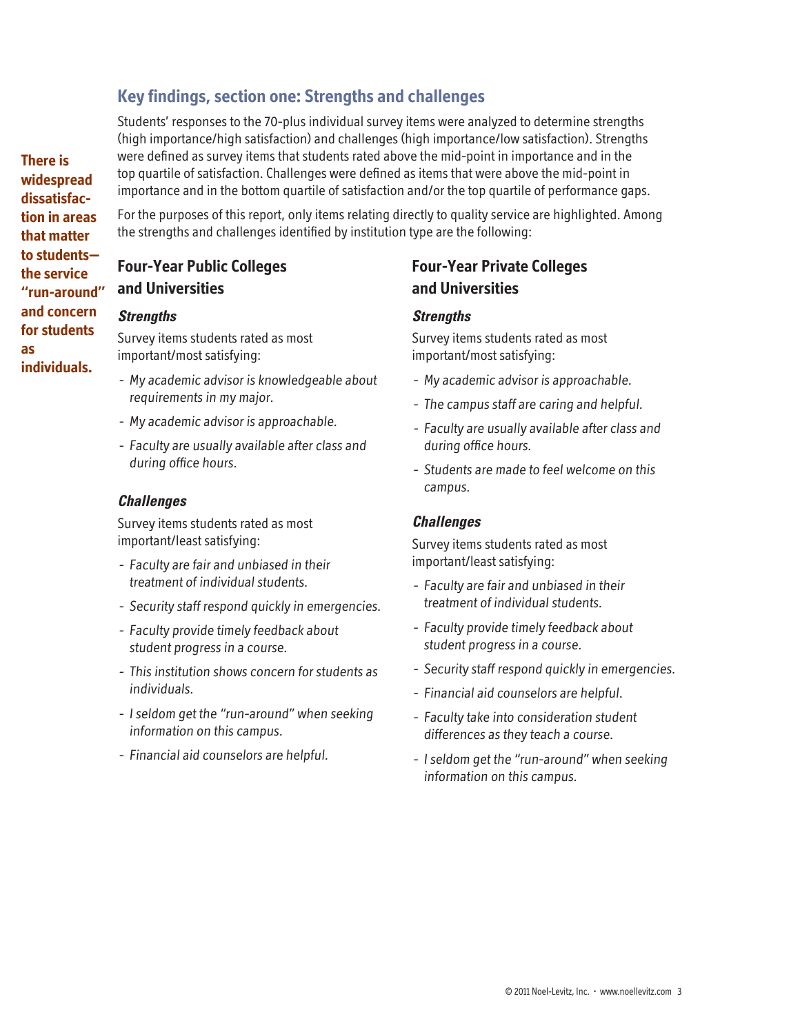## Key findings, section one: Strengths and challenges

**There is widespread dissatisfaction in areas that matter to students—the service "run-around" and concern for students as individuals.**

Students' responses to the 70-plus individual survey items were analyzed to determine strengths (high importance/high satisfaction) and challenges (high importance/low satisfaction). Strengths were defined as survey items that students rated above the mid-point in importance and in the top quartile of satisfaction. Challenges were defined as items that were above the mid-point in importance and in the bottom quartile of satisfaction and/or the top quartile of performance gaps.

For the purposes of this report, only items relating directly to quality service are highlighted. Among the strengths and challenges identified by institution type are the following:

### Four-Year Public Colleges and Universities

#### *Strengths*

Survey items students rated as most important/most satisfying:

- *My academic advisor is knowledgeable about requirements in my major.*
- *My academic advisor is approachable.*
- *Faculty are usually available after class and during office hours.*

#### *Challenges*

Survey items students rated as most important/least satisfying:

- *Faculty are fair and unbiased in their treatment of individual students.*
- *Security staff respond quickly in emergencies.*
- *Faculty provide timely feedback about student progress in a course.*
- *This institution shows concern for students as individuals.*
- *I seldom get the "run-around" when seeking information on this campus.*
- *Financial aid counselors are helpful.*

### Four-Year Private Colleges and Universities

#### *Strengths*

Survey items students rated as most important/most satisfying:

- *My academic advisor is approachable.*
- *The campus staff are caring and helpful.*
- *Faculty are usually available after class and during office hours.*
- *Students are made to feel welcome on this campus.*

#### *Challenges*

Survey items students rated as most important/least satisfying:

- *Faculty are fair and unbiased in their treatment of individual students.*
- *Faculty provide timely feedback about student progress in a course.*
- *Security staff respond quickly in emergencies.*
- *Financial aid counselors are helpful.*
- *Faculty take into consideration student differences as they teach a course.*
- *I seldom get the "run-around" when seeking information on this campus.*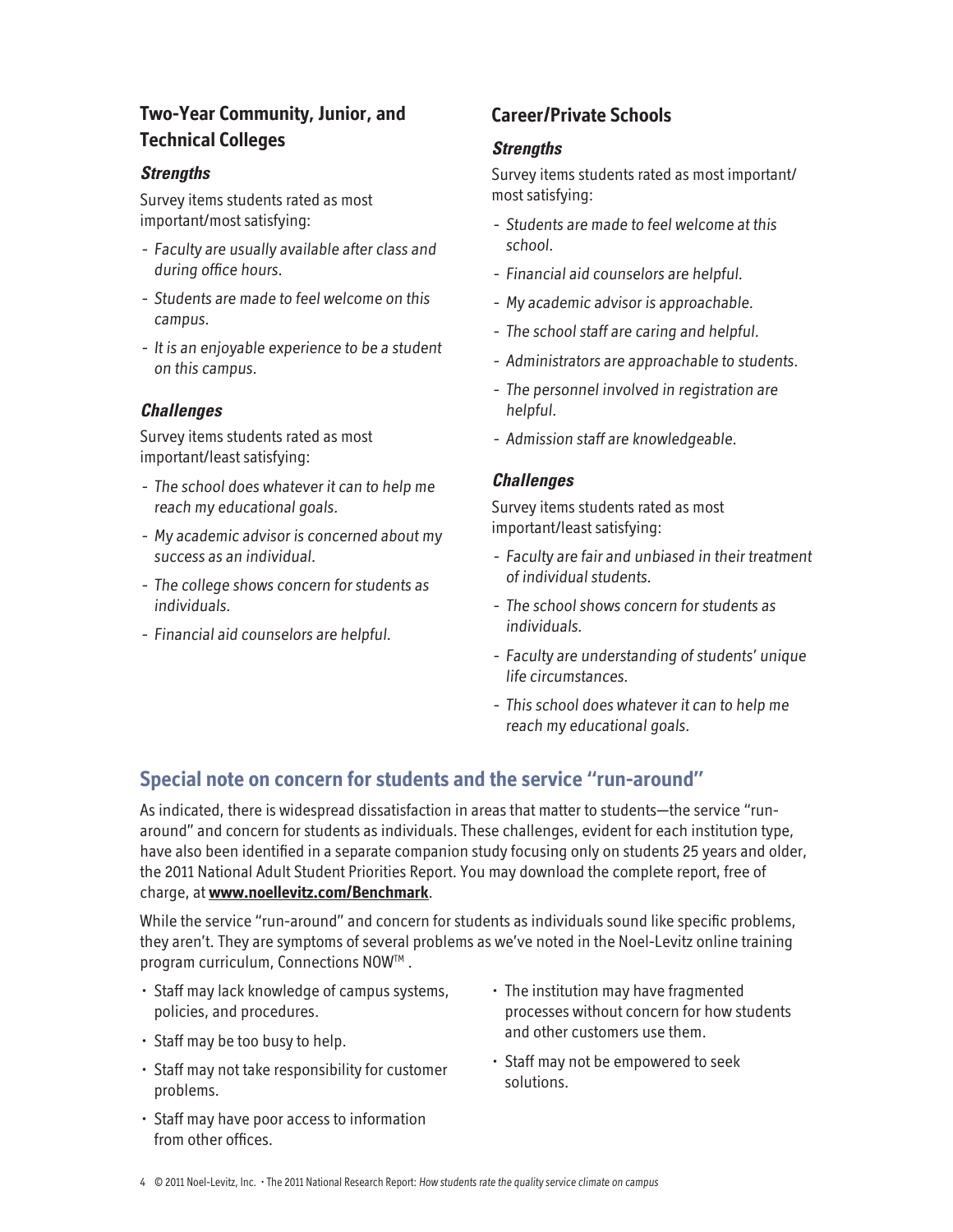## Two-Year Community, Junior, and Technical Colleges

### *Strengths*

Survey items students rated as most important/most satisfying:

- *Faculty are usually available after class and during office hours.*
- *Students are made to feel welcome on this campus.*
- *It is an enjoyable experience to be a student on this campus.*

### *Challenges*

Survey items students rated as most important/least satisfying:

- *The school does whatever it can to help me reach my educational goals.*
- *My academic advisor is concerned about my success as an individual.*
- *The college shows concern for students as individuals.*
- *Financial aid counselors are helpful.*

## Career/Private Schools

### *Strengths*

Survey items students rated as most important/most satisfying:

- *Students are made to feel welcome at this school.*
- *Financial aid counselors are helpful.*
- *My academic advisor is approachable.*
- *The school staff are caring and helpful.*
- *Administrators are approachable to students.*
- *The personnel involved in registration are helpful.*
- *Admission staff are knowledgeable.*

### *Challenges*

Survey items students rated as most important/least satisfying:

- *Faculty are fair and unbiased in their treatment of individual students.*
- *The school shows concern for students as individuals.*
- *Faculty are understanding of students' unique life circumstances.*
- *This school does whatever it can to help me reach my educational goals.*

## Special note on concern for students and the service "run-around"

As indicated, there is widespread dissatisfaction in areas that matter to students—the service "run-around" and concern for students as individuals. These challenges, evident for each institution type, have also been identified in a separate companion study focusing only on students 25 years and older, the 2011 National Adult Student Priorities Report. You may download the complete report, free of charge, at **www.noellevitz.com/Benchmark**.

While the service "run-around" and concern for students as individuals sound like specific problems, they aren't. They are symptoms of several problems as we've noted in the Noel-Levitz online training program curriculum, Connections NOW™.

- Staff may lack knowledge of campus systems, policies, and procedures.
- Staff may be too busy to help.
- Staff may not take responsibility for customer problems.
- Staff may have poor access to information from other offices.
- The institution may have fragmented processes without concern for how students and other customers use them.
- Staff may not be empowered to seek solutions.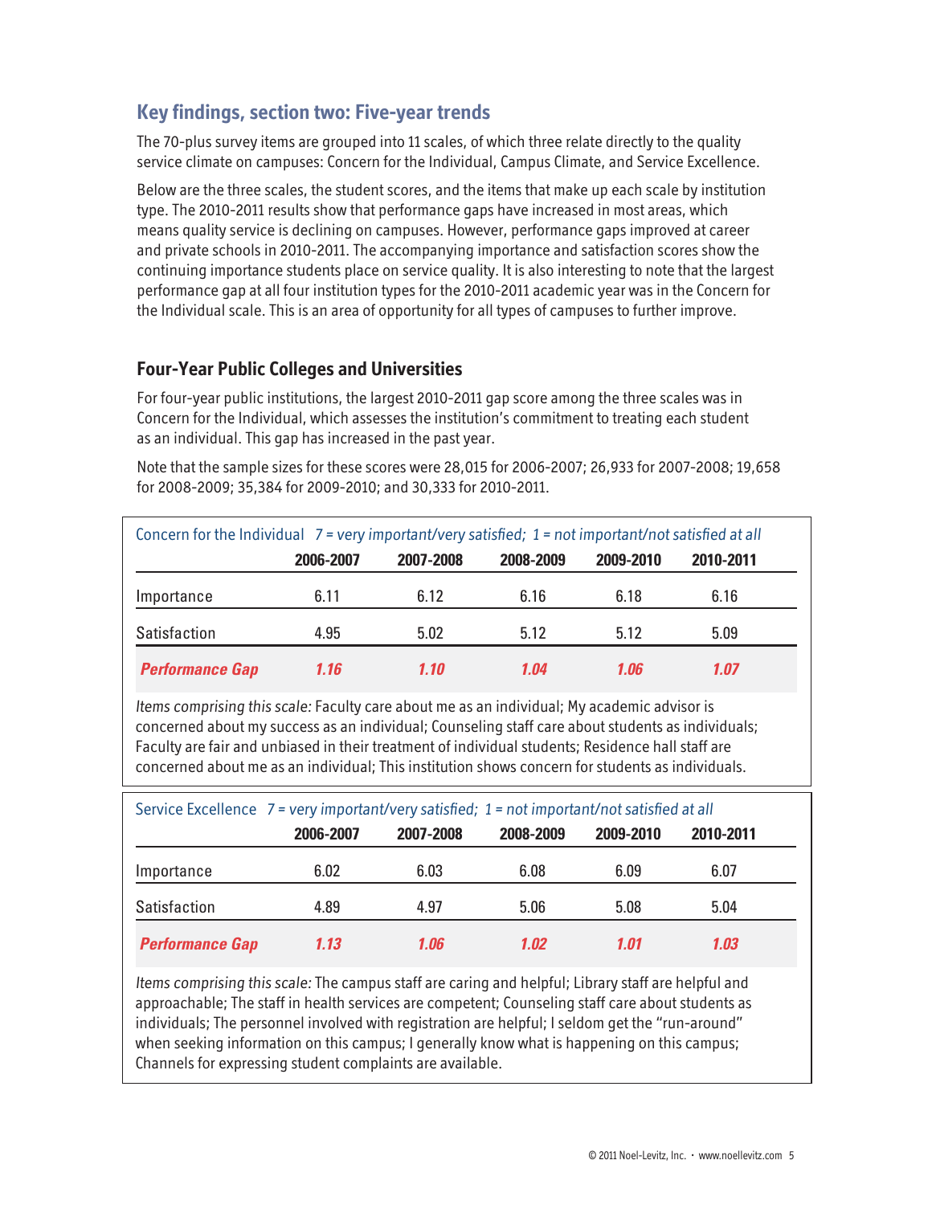## Key findings, section two: Five-year trends

The 70-plus survey items are grouped into 11 scales, of which three relate directly to the quality service climate on campuses: Concern for the Individual, Campus Climate, and Service Excellence.

Below are the three scales, the student scores, and the items that make up each scale by institution type. The 2010-2011 results show that performance gaps have increased in most areas, which means quality service is declining on campuses. However, performance gaps improved at career and private schools in 2010-2011. The accompanying importance and satisfaction scores show the continuing importance students place on service quality. It is also interesting to note that the largest performance gap at all four institution types for the 2010-2011 academic year was in the Concern for the Individual scale. This is an area of opportunity for all types of campuses to further improve.

### Four-Year Public Colleges and Universities

For four-year public institutions, the largest 2010-2011 gap score among the three scales was in Concern for the Individual, which assesses the institution's commitment to treating each student as an individual. This gap has increased in the past year.

Note that the sample sizes for these scores were 28,015 for 2006-2007; 26,933 for 2007-2008; 19,658 for 2008-2009; 35,384 for 2009-2010; and 30,333 for 2010-2011.

Concern for the Individual *7 = very important/very satisfied; 1 = not important/not satisfied at all*

| | 2006-2007 | 2007-2008 | 2008-2009 | 2009-2010 | 2010-2011 |
|---|---|---|---|---|---|
| Importance | 6.11 | 6.12 | 6.16 | 6.18 | 6.16 |
| Satisfaction | 4.95 | 5.02 | 5.12 | 5.12 | 5.09 |
| ***Performance Gap*** | ***1.16*** | ***1.10*** | ***1.04*** | ***1.06*** | ***1.07*** |

*Items comprising this scale:* Faculty care about me as an individual; My academic advisor is concerned about my success as an individual; Counseling staff care about students as individuals; Faculty are fair and unbiased in their treatment of individual students; Residence hall staff are concerned about me as an individual; This institution shows concern for students as individuals.

Service Excellence *7 = very important/very satisfied; 1 = not important/not satisfied at all*

| | 2006-2007 | 2007-2008 | 2008-2009 | 2009-2010 | 2010-2011 |
|---|---|---|---|---|---|
| Importance | 6.02 | 6.03 | 6.08 | 6.09 | 6.07 |
| Satisfaction | 4.89 | 4.97 | 5.06 | 5.08 | 5.04 |
| ***Performance Gap*** | ***1.13*** | ***1.06*** | ***1.02*** | ***1.01*** | ***1.03*** |

*Items comprising this scale:* The campus staff are caring and helpful; Library staff are helpful and approachable; The staff in health services are competent; Counseling staff care about students as individuals; The personnel involved with registration are helpful; I seldom get the "run-around" when seeking information on this campus; I generally know what is happening on this campus; Channels for expressing student complaints are available.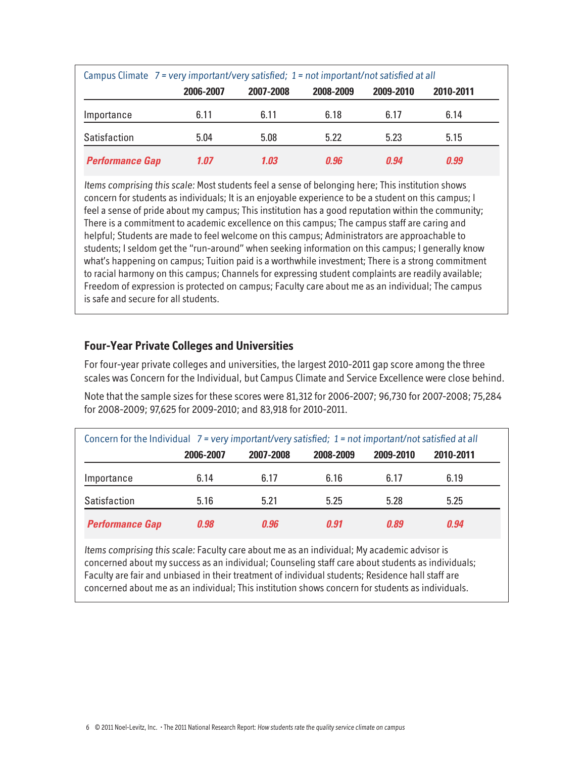| Campus Climate *7 = very important/very satisfied; 1 = not important/not satisfied at all* | 2006-2007 | 2007-2008 | 2008-2009 | 2009-2010 | 2010-2011 |
|---|---|---|---|---|---|
| Importance | 6.11 | 6.11 | 6.18 | 6.17 | 6.14 |
| Satisfaction | 5.04 | 5.08 | 5.22 | 5.23 | 5.15 |
| ***Performance Gap*** | ***1.07*** | ***1.03*** | ***0.96*** | ***0.94*** | ***0.99*** |

*Items comprising this scale:* Most students feel a sense of belonging here; This institution shows concern for students as individuals; It is an enjoyable experience to be a student on this campus; I feel a sense of pride about my campus; This institution has a good reputation within the community; There is a commitment to academic excellence on this campus; The campus staff are caring and helpful; Students are made to feel welcome on this campus; Administrators are approachable to students; I seldom get the "run-around" when seeking information on this campus; I generally know what's happening on campus; Tuition paid is a worthwhile investment; There is a strong commitment to racial harmony on this campus; Channels for expressing student complaints are readily available; Freedom of expression is protected on campus; Faculty care about me as an individual; The campus is safe and secure for all students.

## Four-Year Private Colleges and Universities

For four-year private colleges and universities, the largest 2010-2011 gap score among the three scales was Concern for the Individual, but Campus Climate and Service Excellence were close behind.

Note that the sample sizes for these scores were 81,312 for 2006-2007; 96,730 for 2007-2008; 75,284 for 2008-2009; 97,625 for 2009-2010; and 83,918 for 2010-2011.

| Concern for the Individual *7 = very important/very satisfied; 1 = not important/not satisfied at all* | 2006-2007 | 2007-2008 | 2008-2009 | 2009-2010 | 2010-2011 |
|---|---|---|---|---|---|
| Importance | 6.14 | 6.17 | 6.16 | 6.17 | 6.19 |
| Satisfaction | 5.16 | 5.21 | 5.25 | 5.28 | 5.25 |
| ***Performance Gap*** | ***0.98*** | ***0.96*** | ***0.91*** | ***0.89*** | ***0.94*** |

*Items comprising this scale:* Faculty care about me as an individual; My academic advisor is concerned about my success as an individual; Counseling staff care about students as individuals; Faculty are fair and unbiased in their treatment of individual students; Residence hall staff are concerned about me as an individual; This institution shows concern for students as individuals.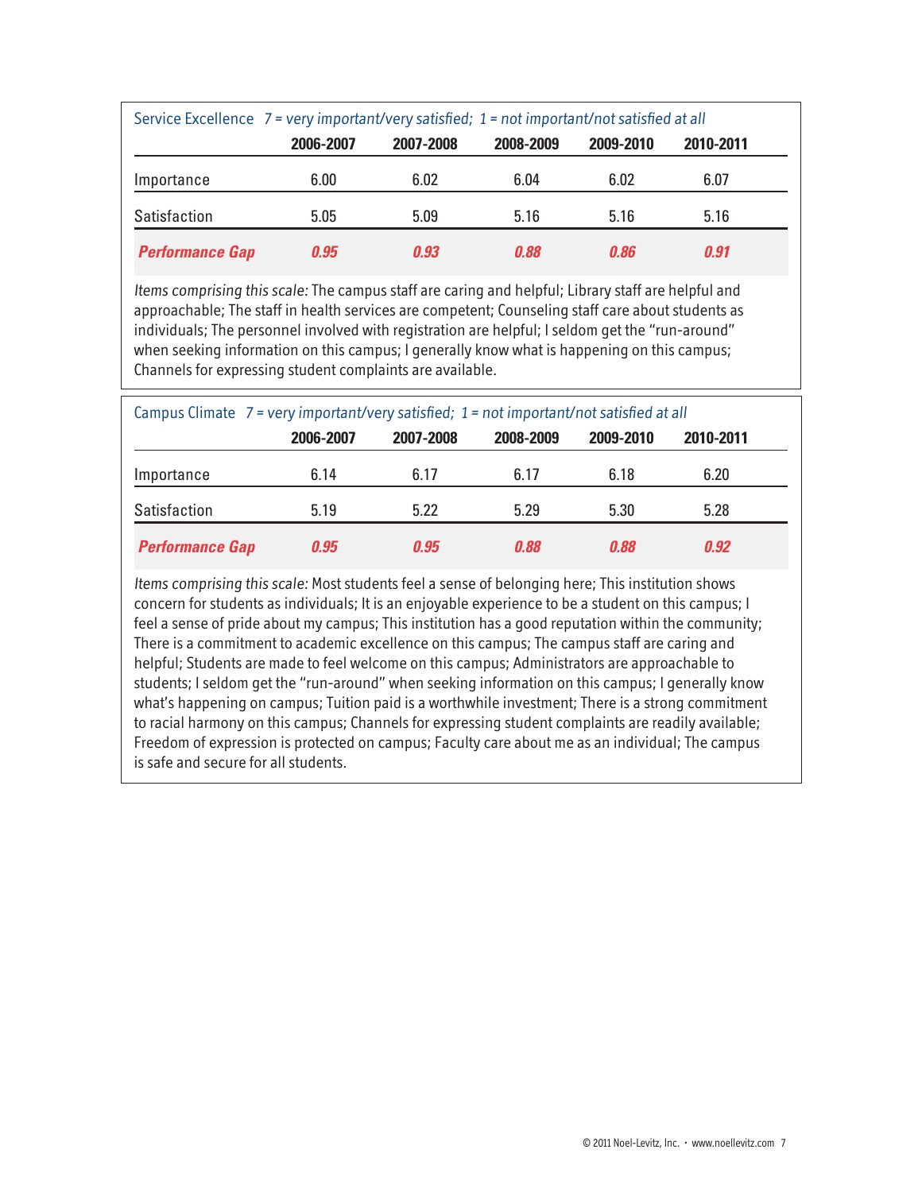Service Excellence *7 = very important/very satisfied; 1 = not important/not satisfied at all*

| | 2006-2007 | 2007-2008 | 2008-2009 | 2009-2010 | 2010-2011 |
|---|---|---|---|---|---|
| Importance | 6.00 | 6.02 | 6.04 | 6.02 | 6.07 |
| Satisfaction | 5.05 | 5.09 | 5.16 | 5.16 | 5.16 |
| ***Performance Gap*** | ***0.95*** | ***0.93*** | ***0.88*** | ***0.86*** | ***0.91*** |

*Items comprising this scale:* The campus staff are caring and helpful; Library staff are helpful and approachable; The staff in health services are competent; Counseling staff care about students as individuals; The personnel involved with registration are helpful; I seldom get the "run-around" when seeking information on this campus; I generally know what is happening on this campus; Channels for expressing student complaints are available.

Campus Climate *7 = very important/very satisfied; 1 = not important/not satisfied at all*

| | 2006-2007 | 2007-2008 | 2008-2009 | 2009-2010 | 2010-2011 |
|---|---|---|---|---|---|
| Importance | 6.14 | 6.17 | 6.17 | 6.18 | 6.20 |
| Satisfaction | 5.19 | 5.22 | 5.29 | 5.30 | 5.28 |
| ***Performance Gap*** | ***0.95*** | ***0.95*** | ***0.88*** | ***0.88*** | ***0.92*** |

*Items comprising this scale:* Most students feel a sense of belonging here; This institution shows concern for students as individuals; It is an enjoyable experience to be a student on this campus; I feel a sense of pride about my campus; This institution has a good reputation within the community; There is a commitment to academic excellence on this campus; The campus staff are caring and helpful; Students are made to feel welcome on this campus; Administrators are approachable to students; I seldom get the "run-around" when seeking information on this campus; I generally know what's happening on campus; Tuition paid is a worthwhile investment; There is a strong commitment to racial harmony on this campus; Channels for expressing student complaints are readily available; Freedom of expression is protected on campus; Faculty care about me as an individual; The campus is safe and secure for all students.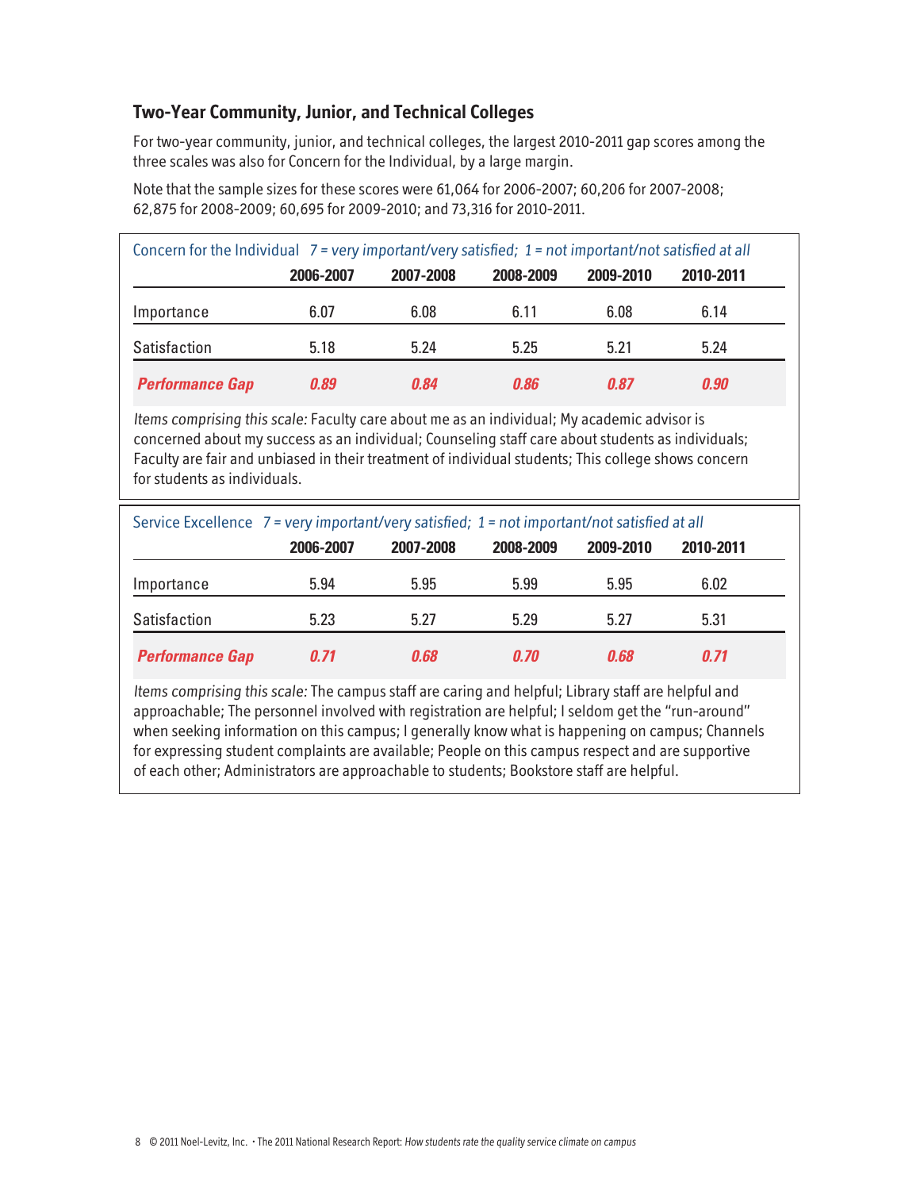### Two-Year Community, Junior, and Technical Colleges

For two-year community, junior, and technical colleges, the largest 2010-2011 gap scores among the three scales was also for Concern for the Individual, by a large margin.

Note that the sample sizes for these scores were 61,064 for 2006-2007; 60,206 for 2007-2008; 62,875 for 2008-2009; 60,695 for 2009-2010; and 73,316 for 2010-2011.

Concern for the Individual *7 = very important/very satisfied; 1 = not important/not satisfied at all*

| | 2006-2007 | 2007-2008 | 2008-2009 | 2009-2010 | 2010-2011 |
|---|---|---|---|---|---|
| Importance | 6.07 | 6.08 | 6.11 | 6.08 | 6.14 |
| Satisfaction | 5.18 | 5.24 | 5.25 | 5.21 | 5.24 |
| ***Performance Gap*** | ***0.89*** | ***0.84*** | ***0.86*** | ***0.87*** | ***0.90*** |

*Items comprising this scale:* Faculty care about me as an individual; My academic advisor is concerned about my success as an individual; Counseling staff care about students as individuals; Faculty are fair and unbiased in their treatment of individual students; This college shows concern for students as individuals.

Service Excellence *7 = very important/very satisfied; 1 = not important/not satisfied at all*

| | 2006-2007 | 2007-2008 | 2008-2009 | 2009-2010 | 2010-2011 |
|---|---|---|---|---|---|
| Importance | 5.94 | 5.95 | 5.99 | 5.95 | 6.02 |
| Satisfaction | 5.23 | 5.27 | 5.29 | 5.27 | 5.31 |
| ***Performance Gap*** | ***0.71*** | ***0.68*** | ***0.70*** | ***0.68*** | ***0.71*** |

*Items comprising this scale:* The campus staff are caring and helpful; Library staff are helpful and approachable; The personnel involved with registration are helpful; I seldom get the "run-around" when seeking information on this campus; I generally know what is happening on campus; Channels for expressing student complaints are available; People on this campus respect and are supportive of each other; Administrators are approachable to students; Bookstore staff are helpful.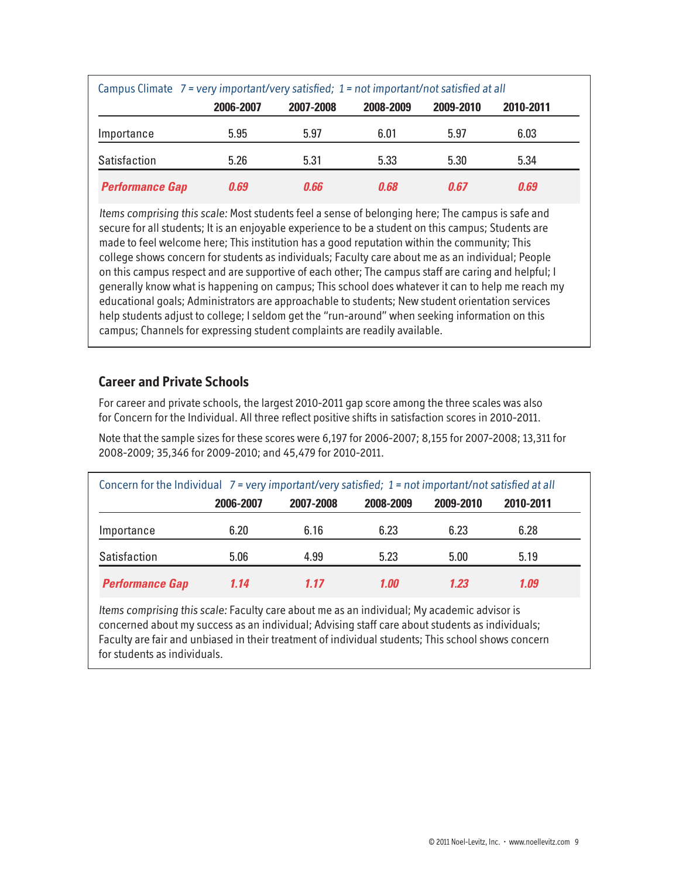| Campus Climate *7 = very important/very satisfied; 1 = not important/not satisfied at all* | 2006-2007 | 2007-2008 | 2008-2009 | 2009-2010 | 2010-2011 |
|---|---|---|---|---|---|
| Importance | 5.95 | 5.97 | 6.01 | 5.97 | 6.03 |
| Satisfaction | 5.26 | 5.31 | 5.33 | 5.30 | 5.34 |
| ***Performance Gap*** | ***0.69*** | ***0.66*** | ***0.68*** | ***0.67*** | ***0.69*** |

*Items comprising this scale:* Most students feel a sense of belonging here; The campus is safe and secure for all students; It is an enjoyable experience to be a student on this campus; Students are made to feel welcome here; This institution has a good reputation within the community; This college shows concern for students as individuals; Faculty care about me as an individual; People on this campus respect and are supportive of each other; The campus staff are caring and helpful; I generally know what is happening on campus; This school does whatever it can to help me reach my educational goals; Administrators are approachable to students; New student orientation services help students adjust to college; I seldom get the "run-around" when seeking information on this campus; Channels for expressing student complaints are readily available.

## Career and Private Schools

For career and private schools, the largest 2010-2011 gap score among the three scales was also for Concern for the Individual. All three reflect positive shifts in satisfaction scores in 2010-2011.

Note that the sample sizes for these scores were 6,197 for 2006-2007; 8,155 for 2007-2008; 13,311 for 2008-2009; 35,346 for 2009-2010; and 45,479 for 2010-2011.

| Concern for the Individual *7 = very important/very satisfied; 1 = not important/not satisfied at all* | 2006-2007 | 2007-2008 | 2008-2009 | 2009-2010 | 2010-2011 |
|---|---|---|---|---|---|
| Importance | 6.20 | 6.16 | 6.23 | 6.23 | 6.28 |
| Satisfaction | 5.06 | 4.99 | 5.23 | 5.00 | 5.19 |
| ***Performance Gap*** | ***1.14*** | ***1.17*** | ***1.00*** | ***1.23*** | ***1.09*** |

*Items comprising this scale:* Faculty care about me as an individual; My academic advisor is concerned about my success as an individual; Advising staff care about students as individuals; Faculty are fair and unbiased in their treatment of individual students; This school shows concern for students as individuals.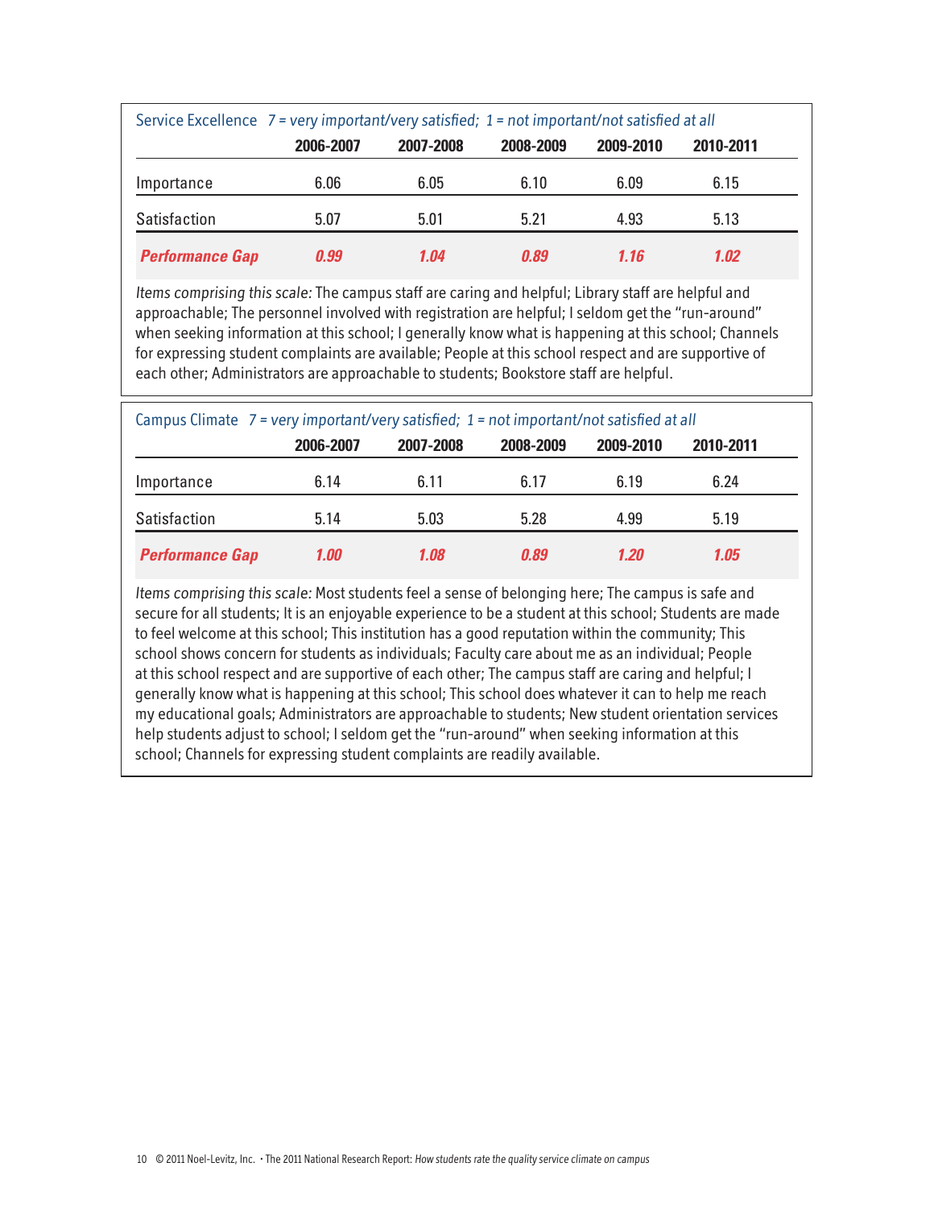Service Excellence *7 = very important/very satisfied; 1 = not important/not satisfied at all*

| | 2006-2007 | 2007-2008 | 2008-2009 | 2009-2010 | 2010-2011 |
|---|---|---|---|---|---|
| Importance | 6.06 | 6.05 | 6.10 | 6.09 | 6.15 |
| Satisfaction | 5.07 | 5.01 | 5.21 | 4.93 | 5.13 |
| ***Performance Gap*** | ***0.99*** | ***1.04*** | ***0.89*** | ***1.16*** | ***1.02*** |

*Items comprising this scale:* The campus staff are caring and helpful; Library staff are helpful and approachable; The personnel involved with registration are helpful; I seldom get the "run-around" when seeking information at this school; I generally know what is happening at this school; Channels for expressing student complaints are available; People at this school respect and are supportive of each other; Administrators are approachable to students; Bookstore staff are helpful.

Campus Climate *7 = very important/very satisfied; 1 = not important/not satisfied at all*

| | 2006-2007 | 2007-2008 | 2008-2009 | 2009-2010 | 2010-2011 |
|---|---|---|---|---|---|
| Importance | 6.14 | 6.11 | 6.17 | 6.19 | 6.24 |
| Satisfaction | 5.14 | 5.03 | 5.28 | 4.99 | 5.19 |
| ***Performance Gap*** | ***1.00*** | ***1.08*** | ***0.89*** | ***1.20*** | ***1.05*** |

*Items comprising this scale:* Most students feel a sense of belonging here; The campus is safe and secure for all students; It is an enjoyable experience to be a student at this school; Students are made to feel welcome at this school; This institution has a good reputation within the community; This school shows concern for students as individuals; Faculty care about me as an individual; People at this school respect and are supportive of each other; The campus staff are caring and helpful; I generally know what is happening at this school; This school does whatever it can to help me reach my educational goals; Administrators are approachable to students; New student orientation services help students adjust to school; I seldom get the "run-around" when seeking information at this school; Channels for expressing student complaints are readily available.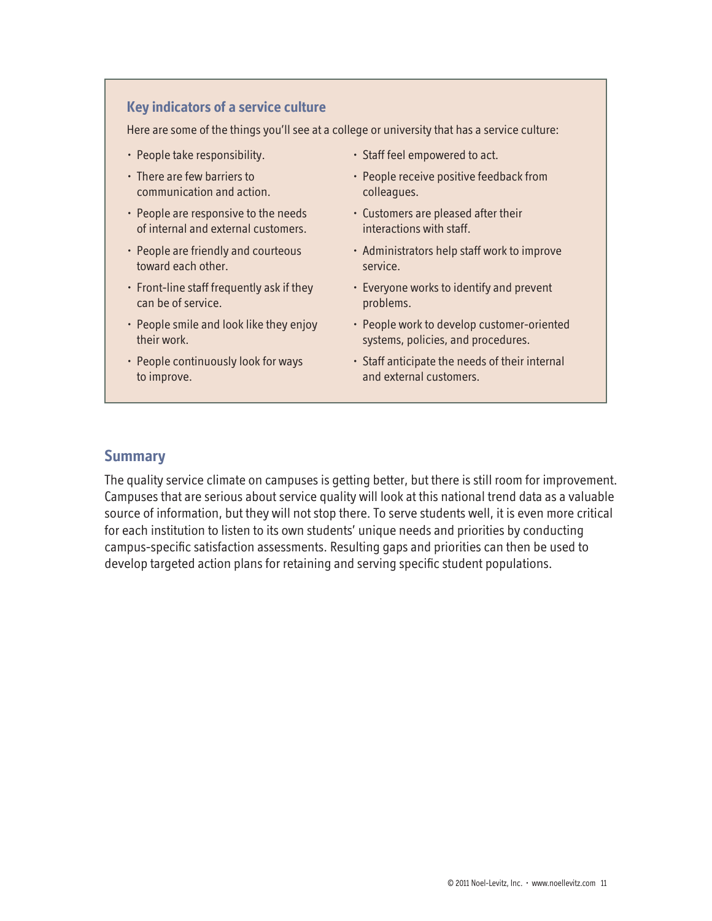## Key indicators of a service culture

Here are some of the things you'll see at a college or university that has a service culture:

- People take responsibility.
- There are few barriers to communication and action.
- People are responsive to the needs of internal and external customers.
- People are friendly and courteous toward each other.
- Front-line staff frequently ask if they can be of service.
- People smile and look like they enjoy their work.
- People continuously look for ways to improve.
- Staff feel empowered to act.
- People receive positive feedback from colleagues.
- Customers are pleased after their interactions with staff.
- Administrators help staff work to improve service.
- Everyone works to identify and prevent problems.
- People work to develop customer-oriented systems, policies, and procedures.
- Staff anticipate the needs of their internal and external customers.

## Summary

The quality service climate on campuses is getting better, but there is still room for improvement. Campuses that are serious about service quality will look at this national trend data as a valuable source of information, but they will not stop there. To serve students well, it is even more critical for each institution to listen to its own students' unique needs and priorities by conducting campus-specific satisfaction assessments. Resulting gaps and priorities can then be used to develop targeted action plans for retaining and serving specific student populations.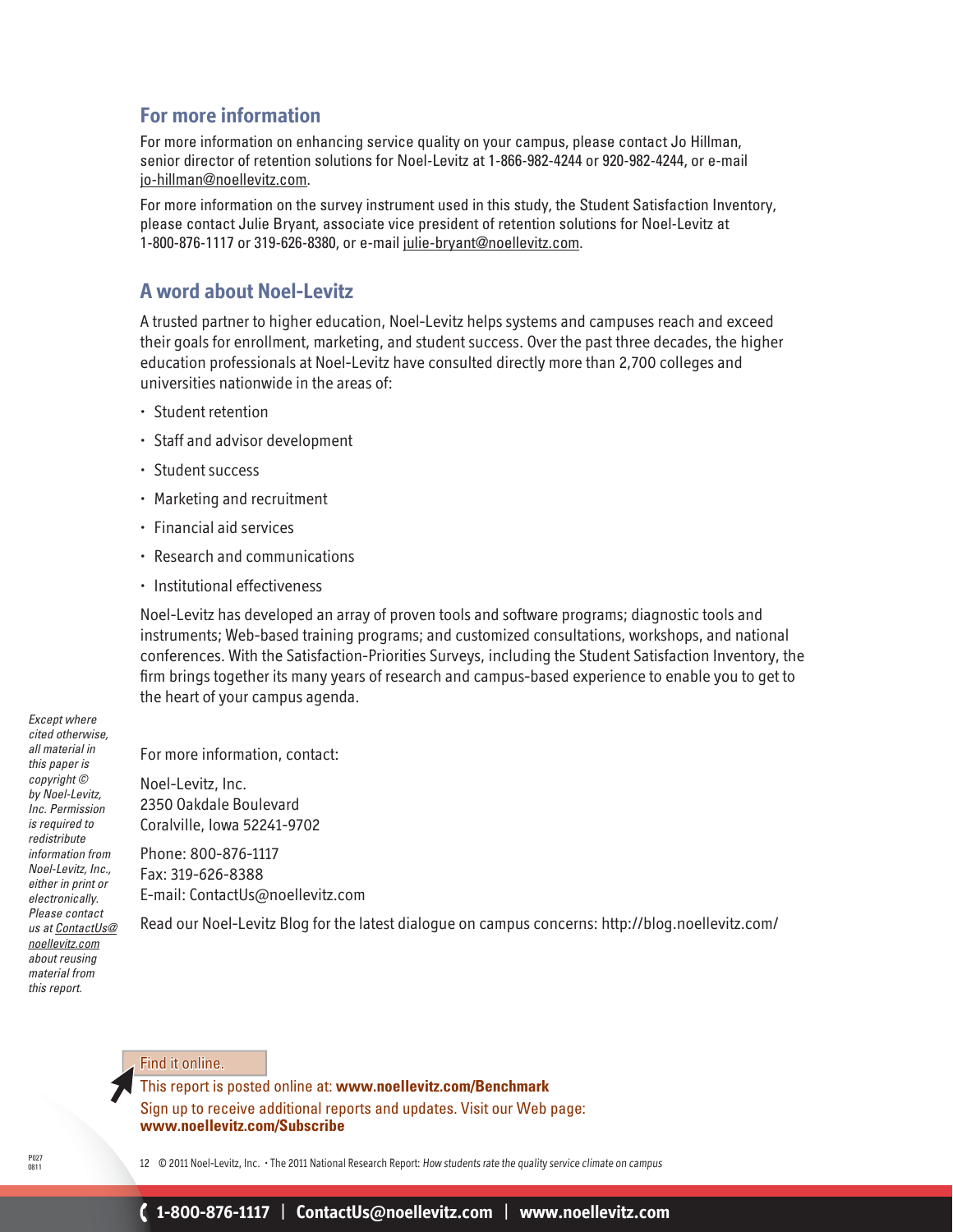## For more information

For more information on enhancing service quality on your campus, please contact Jo Hillman, senior director of retention solutions for Noel-Levitz at 1-866-982-4244 or 920-982-4244, or e-mail jo-hillman@noellevitz.com.

For more information on the survey instrument used in this study, the Student Satisfaction Inventory, please contact Julie Bryant, associate vice president of retention solutions for Noel-Levitz at 1-800-876-1117 or 319-626-8380, or e-mail julie-bryant@noellevitz.com.

## A word about Noel-Levitz

A trusted partner to higher education, Noel-Levitz helps systems and campuses reach and exceed their goals for enrollment, marketing, and student success. Over the past three decades, the higher education professionals at Noel-Levitz have consulted directly more than 2,700 colleges and universities nationwide in the areas of:

- Student retention
- Staff and advisor development
- Student success
- Marketing and recruitment
- Financial aid services
- Research and communications
- Institutional effectiveness

Noel-Levitz has developed an array of proven tools and software programs; diagnostic tools and instruments; Web-based training programs; and customized consultations, workshops, and national conferences. With the Satisfaction-Priorities Surveys, including the Student Satisfaction Inventory, the firm brings together its many years of research and campus-based experience to enable you to get to the heart of your campus agenda.

*Except where cited otherwise, all material in this paper is copyright © by Noel-Levitz, Inc. Permission is required to redistribute information from Noel-Levitz, Inc., either in print or electronically. Please contact us at ContactUs@noellevitz.com about reusing material from this report.*

For more information, contact:

Noel-Levitz, Inc.
2350 Oakdale Boulevard
Coralville, Iowa 52241-9702

Phone: 800-876-1117
Fax: 319-626-8388
E-mail: ContactUs@noellevitz.com

Read our Noel-Levitz Blog for the latest dialogue on campus concerns: http://blog.noellevitz.com/

Find it online.

This report is posted online at: **www.noellevitz.com/Benchmark**

Sign up to receive additional reports and updates. Visit our Web page: **www.noellevitz.com/Subscribe**

P027
0811

© 2011 Noel-Levitz, Inc. • The 2011 National Research Report: *How students rate the quality service climate on campus*

**1-800-876-1117 | ContactUs@noellevitz.com | www.noellevitz.com**